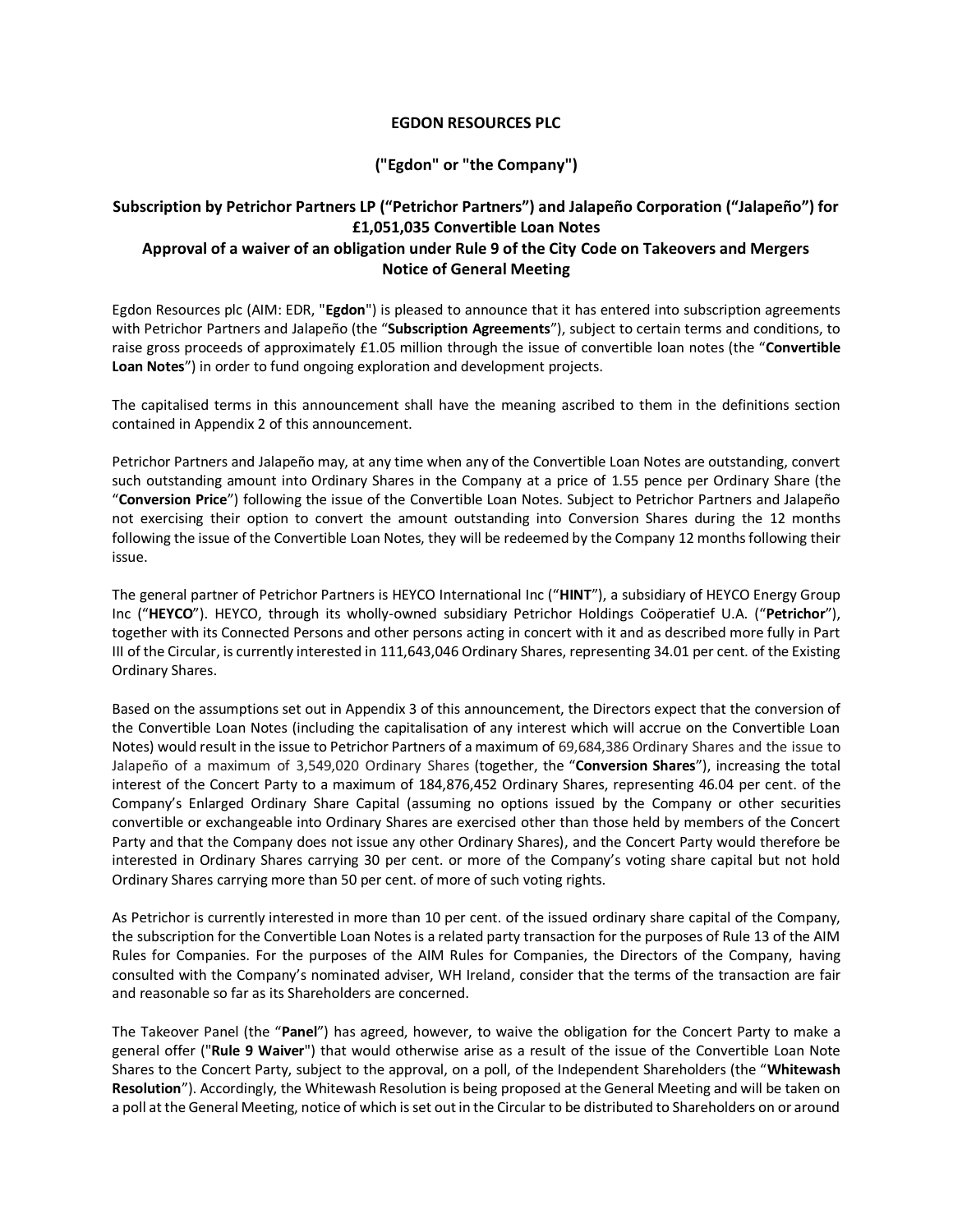**EGDON RESOURCES PLC**

**("Egdon" or "the Company")**

**Subscription by Petrichor Partners LP ("Petrichor Partners") and Jalapeño Corporation ("Jalapeño") for £1,051,035 Convertible Loan Notes**
**Approval of a waiver of an obligation under Rule 9 of the City Code on Takeovers and Mergers**
**Notice of General Meeting**

Egdon Resources plc (AIM: EDR, "**Egdon**") is pleased to announce that it has entered into subscription agreements with Petrichor Partners and Jalapeño (the "**Subscription Agreements**"), subject to certain terms and conditions, to raise gross proceeds of approximately £1.05 million through the issue of convertible loan notes (the "**Convertible Loan Notes**") in order to fund ongoing exploration and development projects.

The capitalised terms in this announcement shall have the meaning ascribed to them in the definitions section contained in Appendix 2 of this announcement.

Petrichor Partners and Jalapeño may, at any time when any of the Convertible Loan Notes are outstanding, convert such outstanding amount into Ordinary Shares in the Company at a price of 1.55 pence per Ordinary Share (the "**Conversion Price**") following the issue of the Convertible Loan Notes. Subject to Petrichor Partners and Jalapeño not exercising their option to convert the amount outstanding into Conversion Shares during the 12 months following the issue of the Convertible Loan Notes, they will be redeemed by the Company 12 months following their issue.

The general partner of Petrichor Partners is HEYCO International Inc ("**HINT**"), a subsidiary of HEYCO Energy Group Inc ("**HEYCO**"). HEYCO, through its wholly-owned subsidiary Petrichor Holdings Coöperatief U.A. ("**Petrichor**"), together with its Connected Persons and other persons acting in concert with it and as described more fully in Part III of the Circular, is currently interested in 111,643,046 Ordinary Shares, representing 34.01 per cent. of the Existing Ordinary Shares.

Based on the assumptions set out in Appendix 3 of this announcement, the Directors expect that the conversion of the Convertible Loan Notes (including the capitalisation of any interest which will accrue on the Convertible Loan Notes) would result in the issue to Petrichor Partners of a maximum of 69,684,386 Ordinary Shares and the issue to Jalapeño of a maximum of 3,549,020 Ordinary Shares (together, the "**Conversion Shares**"), increasing the total interest of the Concert Party to a maximum of 184,876,452 Ordinary Shares, representing 46.04 per cent. of the Company's Enlarged Ordinary Share Capital (assuming no options issued by the Company or other securities convertible or exchangeable into Ordinary Shares are exercised other than those held by members of the Concert Party and that the Company does not issue any other Ordinary Shares), and the Concert Party would therefore be interested in Ordinary Shares carrying 30 per cent. or more of the Company's voting share capital but not hold Ordinary Shares carrying more than 50 per cent. of more of such voting rights.

As Petrichor is currently interested in more than 10 per cent. of the issued ordinary share capital of the Company, the subscription for the Convertible Loan Notes is a related party transaction for the purposes of Rule 13 of the AIM Rules for Companies. For the purposes of the AIM Rules for Companies, the Directors of the Company, having consulted with the Company's nominated adviser, WH Ireland, consider that the terms of the transaction are fair and reasonable so far as its Shareholders are concerned.

The Takeover Panel (the "**Panel**") has agreed, however, to waive the obligation for the Concert Party to make a general offer ("**Rule 9 Waiver**") that would otherwise arise as a result of the issue of the Convertible Loan Note Shares to the Concert Party, subject to the approval, on a poll, of the Independent Shareholders (the "**Whitewash Resolution**"). Accordingly, the Whitewash Resolution is being proposed at the General Meeting and will be taken on a poll at the General Meeting, notice of which is set out in the Circular to be distributed to Shareholders on or around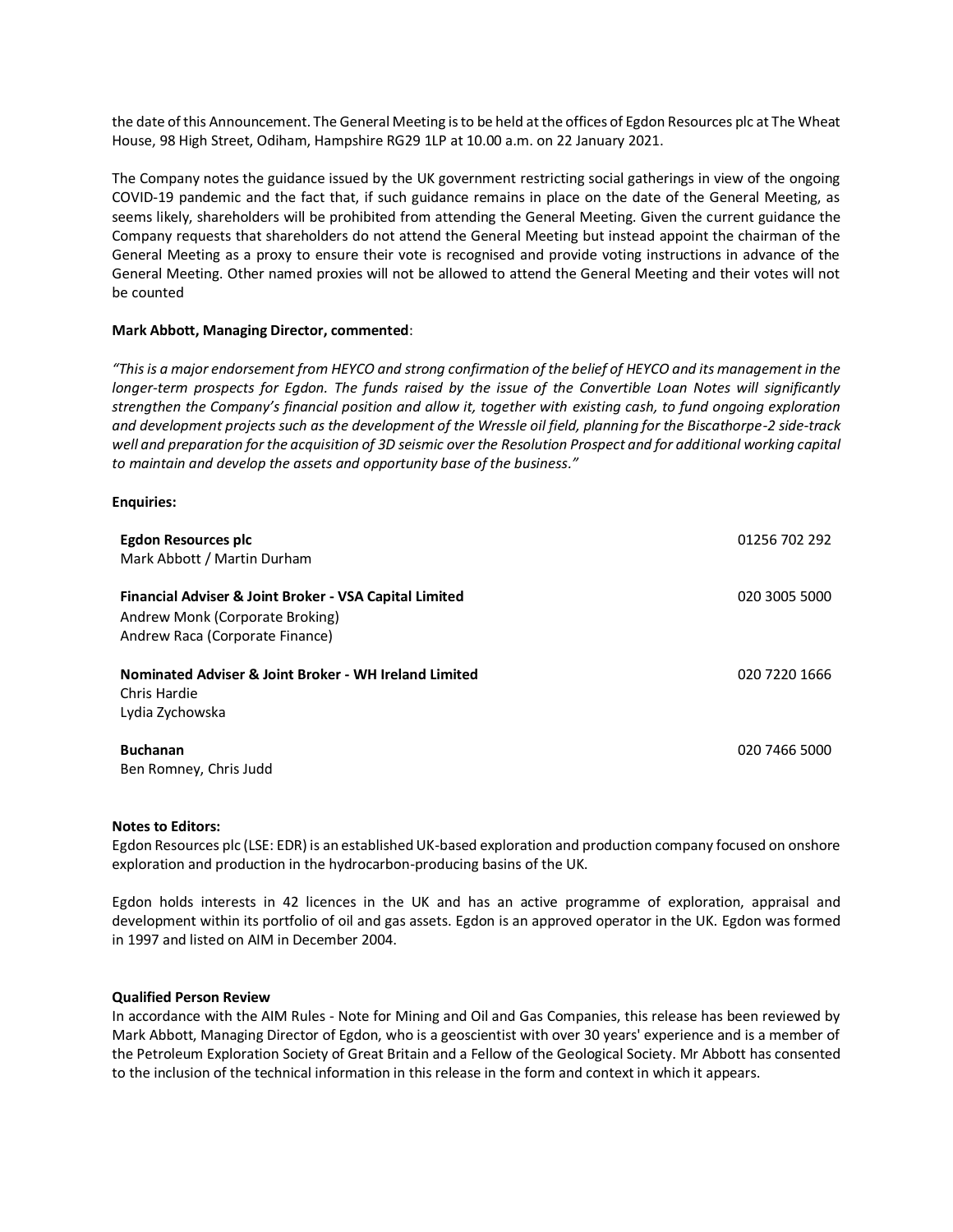the date of this Announcement. The General Meeting is to be held at the offices of Egdon Resources plc at The Wheat House, 98 High Street, Odiham, Hampshire RG29 1LP at 10.00 a.m. on 22 January 2021.

The Company notes the guidance issued by the UK government restricting social gatherings in view of the ongoing COVID-19 pandemic and the fact that, if such guidance remains in place on the date of the General Meeting, as seems likely, shareholders will be prohibited from attending the General Meeting. Given the current guidance the Company requests that shareholders do not attend the General Meeting but instead appoint the chairman of the General Meeting as a proxy to ensure their vote is recognised and provide voting instructions in advance of the General Meeting. Other named proxies will not be allowed to attend the General Meeting and their votes will not be counted

**Mark Abbott, Managing Director, commented**:

*"This is a major endorsement from HEYCO and strong confirmation of the belief of HEYCO and its management in the longer-term prospects for Egdon. The funds raised by the issue of the Convertible Loan Notes will significantly strengthen the Company's financial position and allow it, together with existing cash, to fund ongoing exploration and development projects such as the development of the Wressle oil field, planning for the Biscathorpe-2 side-track well and preparation for the acquisition of 3D seismic over the Resolution Prospect and for additional working capital to maintain and develop the assets and opportunity base of the business."*

**Enquiries:**

| | |
|---|---|
| **Egdon Resources plc**<br>Mark Abbott / Martin Durham | 01256 702 292 |
| **Financial Adviser & Joint Broker - VSA Capital Limited**<br>Andrew Monk (Corporate Broking)<br>Andrew Raca (Corporate Finance) | 020 3005 5000 |
| **Nominated Adviser & Joint Broker - WH Ireland Limited**<br>Chris Hardie<br>Lydia Zychowska | 020 7220 1666 |
| **Buchanan**<br>Ben Romney, Chris Judd | 020 7466 5000 |

**Notes to Editors:**

Egdon Resources plc (LSE: EDR) is an established UK-based exploration and production company focused on onshore exploration and production in the hydrocarbon-producing basins of the UK.

Egdon holds interests in 42 licences in the UK and has an active programme of exploration, appraisal and development within its portfolio of oil and gas assets. Egdon is an approved operator in the UK. Egdon was formed in 1997 and listed on AIM in December 2004.

**Qualified Person Review**

In accordance with the AIM Rules - Note for Mining and Oil and Gas Companies, this release has been reviewed by Mark Abbott, Managing Director of Egdon, who is a geoscientist with over 30 years' experience and is a member of the Petroleum Exploration Society of Great Britain and a Fellow of the Geological Society. Mr Abbott has consented to the inclusion of the technical information in this release in the form and context in which it appears.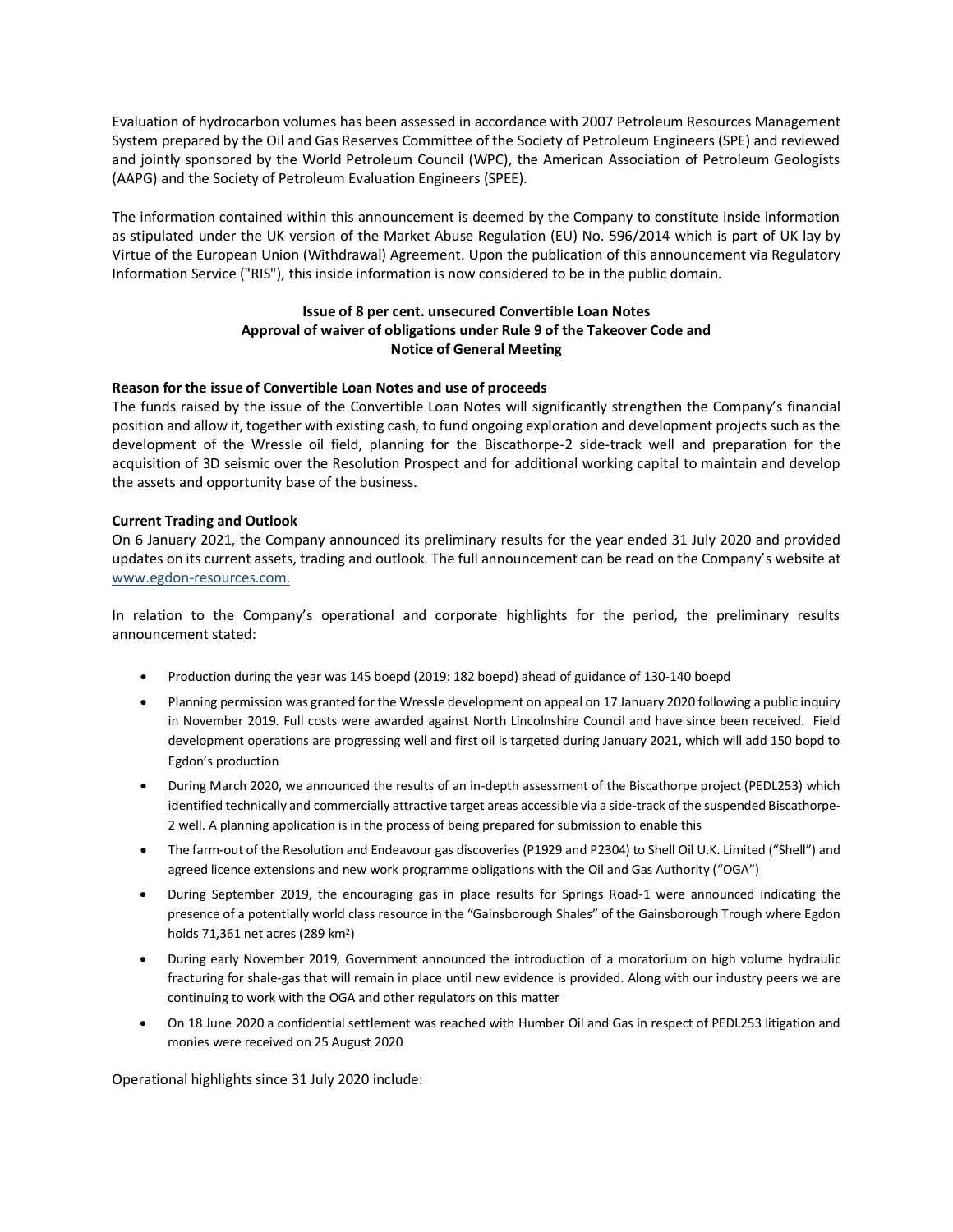Evaluation of hydrocarbon volumes has been assessed in accordance with 2007 Petroleum Resources Management System prepared by the Oil and Gas Reserves Committee of the Society of Petroleum Engineers (SPE) and reviewed and jointly sponsored by the World Petroleum Council (WPC), the American Association of Petroleum Geologists (AAPG) and the Society of Petroleum Evaluation Engineers (SPEE).

The information contained within this announcement is deemed by the Company to constitute inside information as stipulated under the UK version of the Market Abuse Regulation (EU) No. 596/2014 which is part of UK lay by Virtue of the European Union (Withdrawal) Agreement. Upon the publication of this announcement via Regulatory Information Service ("RIS"), this inside information is now considered to be in the public domain.

**Issue of 8 per cent. unsecured Convertible Loan Notes**
**Approval of waiver of obligations under Rule 9 of the Takeover Code and**
**Notice of General Meeting**

**Reason for the issue of Convertible Loan Notes and use of proceeds**

The funds raised by the issue of the Convertible Loan Notes will significantly strengthen the Company's financial position and allow it, together with existing cash, to fund ongoing exploration and development projects such as the development of the Wressle oil field, planning for the Biscathorpe-2 side-track well and preparation for the acquisition of 3D seismic over the Resolution Prospect and for additional working capital to maintain and develop the assets and opportunity base of the business.

**Current Trading and Outlook**

On 6 January 2021, the Company announced its preliminary results for the year ended 31 July 2020 and provided updates on its current assets, trading and outlook. The full announcement can be read on the Company's website at www.egdon-resources.com.

In relation to the Company's operational and corporate highlights for the period, the preliminary results announcement stated:

- Production during the year was 145 boepd (2019: 182 boepd) ahead of guidance of 130-140 boepd
- Planning permission was granted for the Wressle development on appeal on 17 January 2020 following a public inquiry in November 2019. Full costs were awarded against North Lincolnshire Council and have since been received. Field development operations are progressing well and first oil is targeted during January 2021, which will add 150 bopd to Egdon's production
- During March 2020, we announced the results of an in-depth assessment of the Biscathorpe project (PEDL253) which identified technically and commercially attractive target areas accessible via a side-track of the suspended Biscathorpe-2 well. A planning application is in the process of being prepared for submission to enable this
- The farm-out of the Resolution and Endeavour gas discoveries (P1929 and P2304) to Shell Oil U.K. Limited ("Shell") and agreed licence extensions and new work programme obligations with the Oil and Gas Authority ("OGA")
- During September 2019, the encouraging gas in place results for Springs Road-1 were announced indicating the presence of a potentially world class resource in the "Gainsborough Shales" of the Gainsborough Trough where Egdon holds 71,361 net acres (289 km$^2$)
- During early November 2019, Government announced the introduction of a moratorium on high volume hydraulic fracturing for shale-gas that will remain in place until new evidence is provided. Along with our industry peers we are continuing to work with the OGA and other regulators on this matter
- On 18 June 2020 a confidential settlement was reached with Humber Oil and Gas in respect of PEDL253 litigation and monies were received on 25 August 2020

Operational highlights since 31 July 2020 include: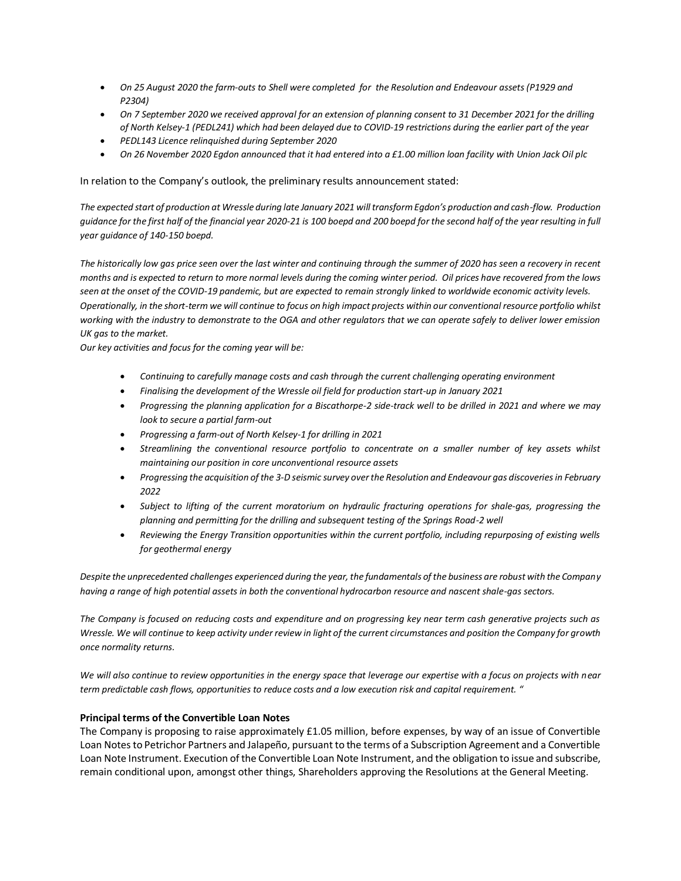- *On 25 August 2020 the farm-outs to Shell were completed for the Resolution and Endeavour assets (P1929 and P2304)*
- *On 7 September 2020 we received approval for an extension of planning consent to 31 December 2021 for the drilling of North Kelsey-1 (PEDL241) which had been delayed due to COVID-19 restrictions during the earlier part of the year*
- *PEDL143 Licence relinquished during September 2020*
- *On 26 November 2020 Egdon announced that it had entered into a £1.00 million loan facility with Union Jack Oil plc*

In relation to the Company's outlook, the preliminary results announcement stated:

*The expected start of production at Wressle during late January 2021 will transform Egdon's production and cash-flow. Production guidance for the first half of the financial year 2020-21 is 100 boepd and 200 boepd for the second half of the year resulting in full year guidance of 140-150 boepd.*

*The historically low gas price seen over the last winter and continuing through the summer of 2020 has seen a recovery in recent months and is expected to return to more normal levels during the coming winter period. Oil prices have recovered from the lows seen at the onset of the COVID-19 pandemic, but are expected to remain strongly linked to worldwide economic activity levels. Operationally, in the short-term we will continue to focus on high impact projects within our conventional resource portfolio whilst working with the industry to demonstrate to the OGA and other regulators that we can operate safely to deliver lower emission UK gas to the market.*

*Our key activities and focus for the coming year will be:*

- *Continuing to carefully manage costs and cash through the current challenging operating environment*
- *Finalising the development of the Wressle oil field for production start-up in January 2021*
- *Progressing the planning application for a Biscathorpe-2 side-track well to be drilled in 2021 and where we may look to secure a partial farm-out*
- *Progressing a farm-out of North Kelsey-1 for drilling in 2021*
- *Streamlining the conventional resource portfolio to concentrate on a smaller number of key assets whilst maintaining our position in core unconventional resource assets*
- *Progressing the acquisition of the 3-D seismic survey over the Resolution and Endeavour gas discoveries in February 2022*
- *Subject to lifting of the current moratorium on hydraulic fracturing operations for shale-gas, progressing the planning and permitting for the drilling and subsequent testing of the Springs Road-2 well*
- *Reviewing the Energy Transition opportunities within the current portfolio, including repurposing of existing wells for geothermal energy*

*Despite the unprecedented challenges experienced during the year, the fundamentals of the business are robust with the Company having a range of high potential assets in both the conventional hydrocarbon resource and nascent shale-gas sectors.*

*The Company is focused on reducing costs and expenditure and on progressing key near term cash generative projects such as Wressle. We will continue to keep activity under review in light of the current circumstances and position the Company for growth once normality returns.*

*We will also continue to review opportunities in the energy space that leverage our expertise with a focus on projects with near term predictable cash flows, opportunities to reduce costs and a low execution risk and capital requirement. "*

**Principal terms of the Convertible Loan Notes**

The Company is proposing to raise approximately £1.05 million, before expenses, by way of an issue of Convertible Loan Notes to Petrichor Partners and Jalapeño, pursuant to the terms of a Subscription Agreement and a Convertible Loan Note Instrument. Execution of the Convertible Loan Note Instrument, and the obligation to issue and subscribe, remain conditional upon, amongst other things, Shareholders approving the Resolutions at the General Meeting.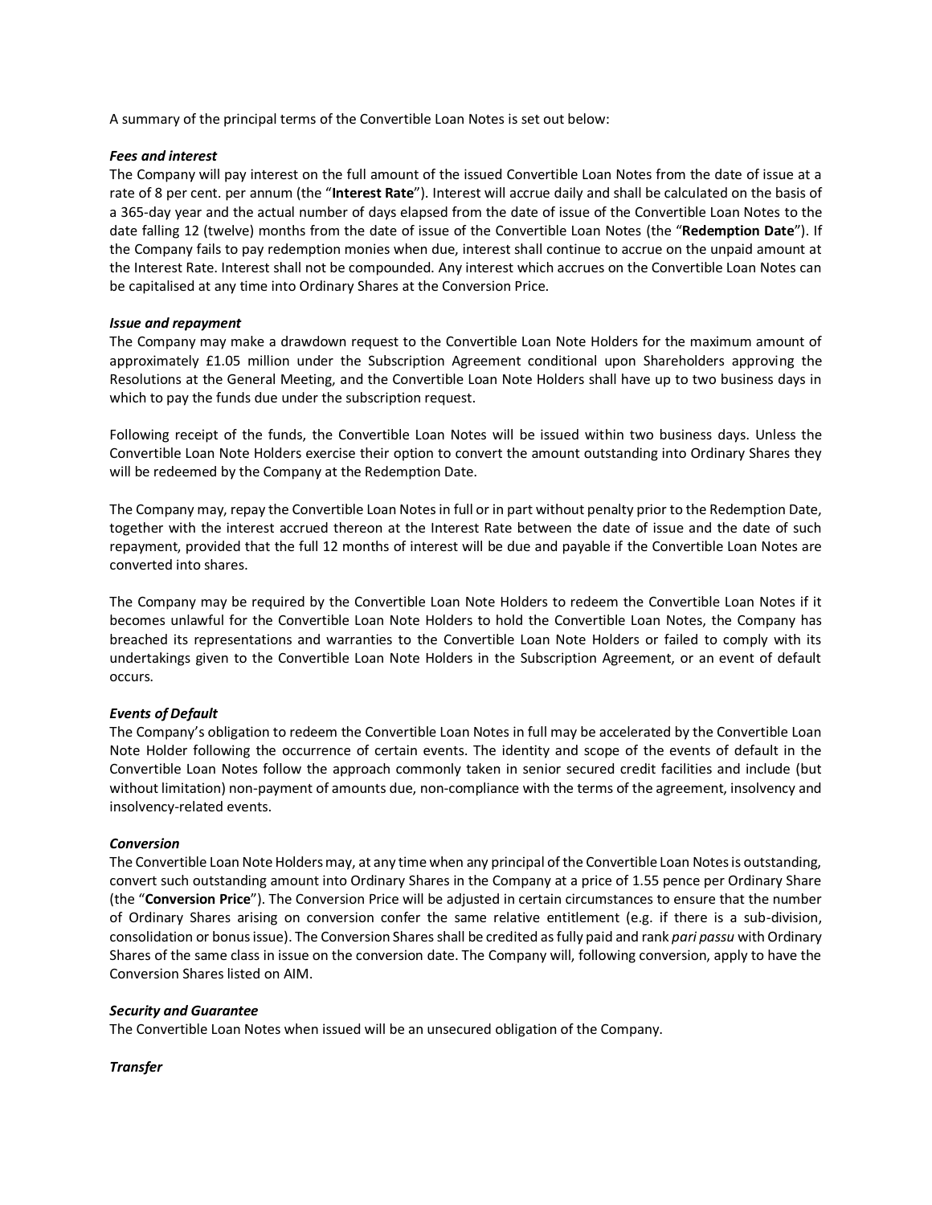A summary of the principal terms of the Convertible Loan Notes is set out below:

***Fees and interest***

The Company will pay interest on the full amount of the issued Convertible Loan Notes from the date of issue at a rate of 8 per cent. per annum (the "**Interest Rate**"). Interest will accrue daily and shall be calculated on the basis of a 365-day year and the actual number of days elapsed from the date of issue of the Convertible Loan Notes to the date falling 12 (twelve) months from the date of issue of the Convertible Loan Notes (the "**Redemption Date**"). If the Company fails to pay redemption monies when due, interest shall continue to accrue on the unpaid amount at the Interest Rate. Interest shall not be compounded. Any interest which accrues on the Convertible Loan Notes can be capitalised at any time into Ordinary Shares at the Conversion Price.

***Issue and repayment***

The Company may make a drawdown request to the Convertible Loan Note Holders for the maximum amount of approximately £1.05 million under the Subscription Agreement conditional upon Shareholders approving the Resolutions at the General Meeting, and the Convertible Loan Note Holders shall have up to two business days in which to pay the funds due under the subscription request.

Following receipt of the funds, the Convertible Loan Notes will be issued within two business days. Unless the Convertible Loan Note Holders exercise their option to convert the amount outstanding into Ordinary Shares they will be redeemed by the Company at the Redemption Date.

The Company may, repay the Convertible Loan Notes in full or in part without penalty prior to the Redemption Date, together with the interest accrued thereon at the Interest Rate between the date of issue and the date of such repayment, provided that the full 12 months of interest will be due and payable if the Convertible Loan Notes are converted into shares.

The Company may be required by the Convertible Loan Note Holders to redeem the Convertible Loan Notes if it becomes unlawful for the Convertible Loan Note Holders to hold the Convertible Loan Notes, the Company has breached its representations and warranties to the Convertible Loan Note Holders or failed to comply with its undertakings given to the Convertible Loan Note Holders in the Subscription Agreement, or an event of default occurs.

***Events of Default***

The Company's obligation to redeem the Convertible Loan Notes in full may be accelerated by the Convertible Loan Note Holder following the occurrence of certain events. The identity and scope of the events of default in the Convertible Loan Notes follow the approach commonly taken in senior secured credit facilities and include (but without limitation) non-payment of amounts due, non-compliance with the terms of the agreement, insolvency and insolvency-related events.

***Conversion***

The Convertible Loan Note Holders may, at any time when any principal of the Convertible Loan Notes is outstanding, convert such outstanding amount into Ordinary Shares in the Company at a price of 1.55 pence per Ordinary Share (the "**Conversion Price**"). The Conversion Price will be adjusted in certain circumstances to ensure that the number of Ordinary Shares arising on conversion confer the same relative entitlement (e.g. if there is a sub-division, consolidation or bonus issue). The Conversion Shares shall be credited as fully paid and rank *pari passu* with Ordinary Shares of the same class in issue on the conversion date. The Company will, following conversion, apply to have the Conversion Shares listed on AIM.

***Security and Guarantee***

The Convertible Loan Notes when issued will be an unsecured obligation of the Company.

***Transfer***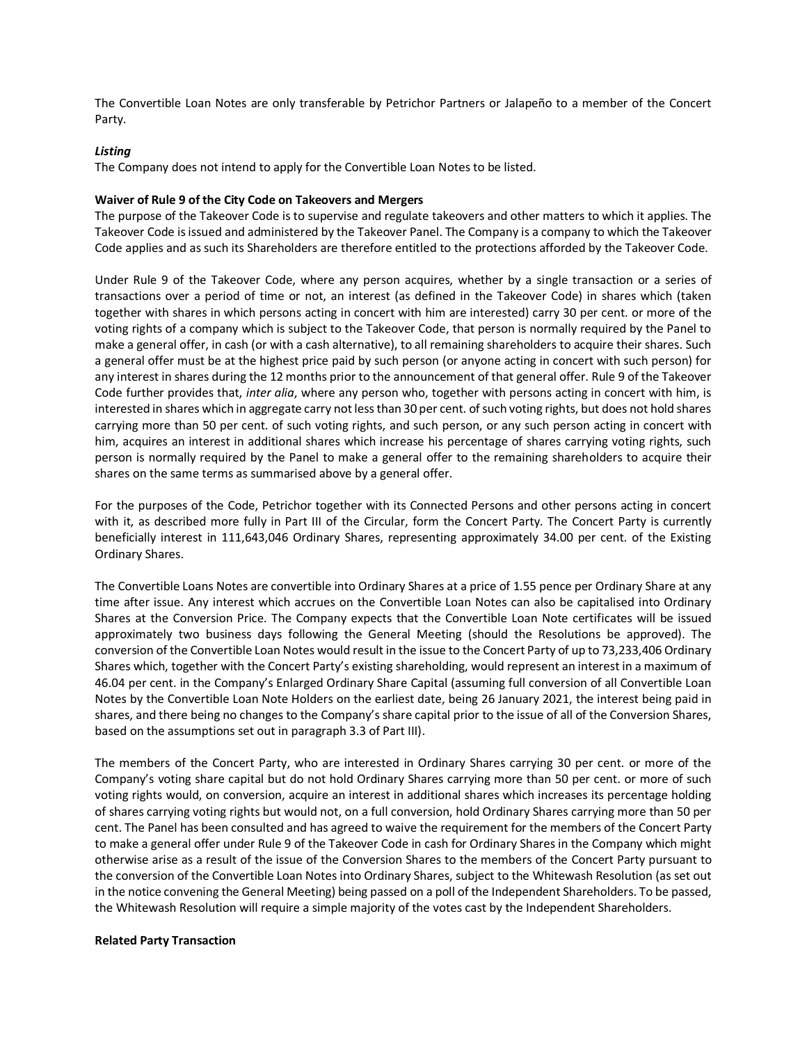The Convertible Loan Notes are only transferable by Petrichor Partners or Jalapeño to a member of the Concert Party.

***Listing***

The Company does not intend to apply for the Convertible Loan Notes to be listed.

**Waiver of Rule 9 of the City Code on Takeovers and Mergers**

The purpose of the Takeover Code is to supervise and regulate takeovers and other matters to which it applies. The Takeover Code is issued and administered by the Takeover Panel. The Company is a company to which the Takeover Code applies and as such its Shareholders are therefore entitled to the protections afforded by the Takeover Code.

Under Rule 9 of the Takeover Code, where any person acquires, whether by a single transaction or a series of transactions over a period of time or not, an interest (as defined in the Takeover Code) in shares which (taken together with shares in which persons acting in concert with him are interested) carry 30 per cent. or more of the voting rights of a company which is subject to the Takeover Code, that person is normally required by the Panel to make a general offer, in cash (or with a cash alternative), to all remaining shareholders to acquire their shares. Such a general offer must be at the highest price paid by such person (or anyone acting in concert with such person) for any interest in shares during the 12 months prior to the announcement of that general offer. Rule 9 of the Takeover Code further provides that, *inter alia*, where any person who, together with persons acting in concert with him, is interested in shares which in aggregate carry not less than 30 per cent. of such voting rights, but does not hold shares carrying more than 50 per cent. of such voting rights, and such person, or any such person acting in concert with him, acquires an interest in additional shares which increase his percentage of shares carrying voting rights, such person is normally required by the Panel to make a general offer to the remaining shareholders to acquire their shares on the same terms as summarised above by a general offer.

For the purposes of the Code, Petrichor together with its Connected Persons and other persons acting in concert with it, as described more fully in Part III of the Circular, form the Concert Party. The Concert Party is currently beneficially interest in 111,643,046 Ordinary Shares, representing approximately 34.00 per cent. of the Existing Ordinary Shares.

The Convertible Loans Notes are convertible into Ordinary Shares at a price of 1.55 pence per Ordinary Share at any time after issue. Any interest which accrues on the Convertible Loan Notes can also be capitalised into Ordinary Shares at the Conversion Price. The Company expects that the Convertible Loan Note certificates will be issued approximately two business days following the General Meeting (should the Resolutions be approved). The conversion of the Convertible Loan Notes would result in the issue to the Concert Party of up to 73,233,406 Ordinary Shares which, together with the Concert Party's existing shareholding, would represent an interest in a maximum of 46.04 per cent. in the Company's Enlarged Ordinary Share Capital (assuming full conversion of all Convertible Loan Notes by the Convertible Loan Note Holders on the earliest date, being 26 January 2021, the interest being paid in shares, and there being no changes to the Company's share capital prior to the issue of all of the Conversion Shares, based on the assumptions set out in paragraph 3.3 of Part III).

The members of the Concert Party, who are interested in Ordinary Shares carrying 30 per cent. or more of the Company's voting share capital but do not hold Ordinary Shares carrying more than 50 per cent. or more of such voting rights would, on conversion, acquire an interest in additional shares which increases its percentage holding of shares carrying voting rights but would not, on a full conversion, hold Ordinary Shares carrying more than 50 per cent. The Panel has been consulted and has agreed to waive the requirement for the members of the Concert Party to make a general offer under Rule 9 of the Takeover Code in cash for Ordinary Shares in the Company which might otherwise arise as a result of the issue of the Conversion Shares to the members of the Concert Party pursuant to the conversion of the Convertible Loan Notes into Ordinary Shares, subject to the Whitewash Resolution (as set out in the notice convening the General Meeting) being passed on a poll of the Independent Shareholders. To be passed, the Whitewash Resolution will require a simple majority of the votes cast by the Independent Shareholders.

**Related Party Transaction**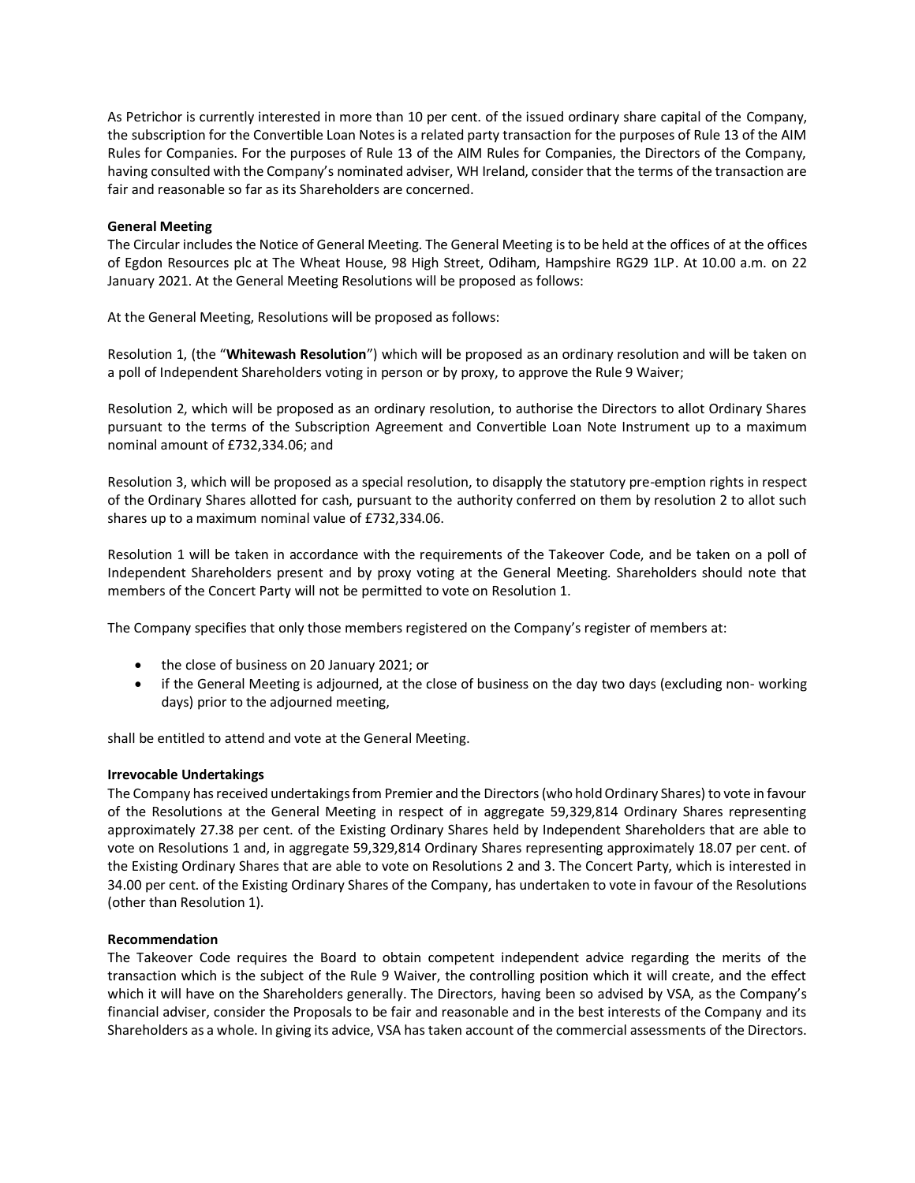As Petrichor is currently interested in more than 10 per cent. of the issued ordinary share capital of the Company, the subscription for the Convertible Loan Notes is a related party transaction for the purposes of Rule 13 of the AIM Rules for Companies. For the purposes of Rule 13 of the AIM Rules for Companies, the Directors of the Company, having consulted with the Company's nominated adviser, WH Ireland, consider that the terms of the transaction are fair and reasonable so far as its Shareholders are concerned.

**General Meeting**

The Circular includes the Notice of General Meeting. The General Meeting is to be held at the offices of at the offices of Egdon Resources plc at The Wheat House, 98 High Street, Odiham, Hampshire RG29 1LP. At 10.00 a.m. on 22 January 2021. At the General Meeting Resolutions will be proposed as follows:

At the General Meeting, Resolutions will be proposed as follows:

Resolution 1, (the "**Whitewash Resolution**") which will be proposed as an ordinary resolution and will be taken on a poll of Independent Shareholders voting in person or by proxy, to approve the Rule 9 Waiver;

Resolution 2, which will be proposed as an ordinary resolution, to authorise the Directors to allot Ordinary Shares pursuant to the terms of the Subscription Agreement and Convertible Loan Note Instrument up to a maximum nominal amount of £732,334.06; and

Resolution 3, which will be proposed as a special resolution, to disapply the statutory pre-emption rights in respect of the Ordinary Shares allotted for cash, pursuant to the authority conferred on them by resolution 2 to allot such shares up to a maximum nominal value of £732,334.06.

Resolution 1 will be taken in accordance with the requirements of the Takeover Code, and be taken on a poll of Independent Shareholders present and by proxy voting at the General Meeting. Shareholders should note that members of the Concert Party will not be permitted to vote on Resolution 1.

The Company specifies that only those members registered on the Company's register of members at:

- the close of business on 20 January 2021; or
- if the General Meeting is adjourned, at the close of business on the day two days (excluding non- working days) prior to the adjourned meeting,

shall be entitled to attend and vote at the General Meeting.

**Irrevocable Undertakings**

The Company has received undertakings from Premier and the Directors (who hold Ordinary Shares) to vote in favour of the Resolutions at the General Meeting in respect of in aggregate 59,329,814 Ordinary Shares representing approximately 27.38 per cent. of the Existing Ordinary Shares held by Independent Shareholders that are able to vote on Resolutions 1 and, in aggregate 59,329,814 Ordinary Shares representing approximately 18.07 per cent. of the Existing Ordinary Shares that are able to vote on Resolutions 2 and 3. The Concert Party, which is interested in 34.00 per cent. of the Existing Ordinary Shares of the Company, has undertaken to vote in favour of the Resolutions (other than Resolution 1).

**Recommendation**

The Takeover Code requires the Board to obtain competent independent advice regarding the merits of the transaction which is the subject of the Rule 9 Waiver, the controlling position which it will create, and the effect which it will have on the Shareholders generally. The Directors, having been so advised by VSA, as the Company's financial adviser, consider the Proposals to be fair and reasonable and in the best interests of the Company and its Shareholders as a whole. In giving its advice, VSA has taken account of the commercial assessments of the Directors.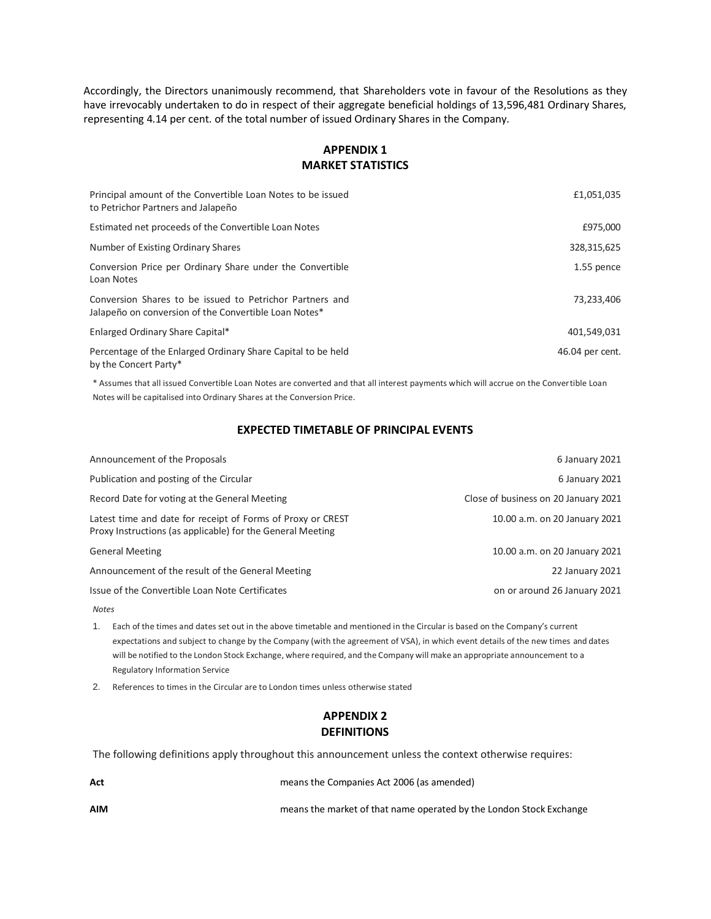Accordingly, the Directors unanimously recommend, that Shareholders vote in favour of the Resolutions as they have irrevocably undertaken to do in respect of their aggregate beneficial holdings of 13,596,481 Ordinary Shares, representing 4.14 per cent. of the total number of issued Ordinary Shares in the Company.

## APPENDIX 1
## MARKET STATISTICS

| | |
|---|---|
| Principal amount of the Convertible Loan Notes to be issued to Petrichor Partners and Jalapeño | £1,051,035 |
| Estimated net proceeds of the Convertible Loan Notes | £975,000 |
| Number of Existing Ordinary Shares | 328,315,625 |
| Conversion Price per Ordinary Share under the Convertible Loan Notes | 1.55 pence |
| Conversion Shares to be issued to Petrichor Partners and Jalapeño on conversion of the Convertible Loan Notes* | 73,233,406 |
| Enlarged Ordinary Share Capital* | 401,549,031 |
| Percentage of the Enlarged Ordinary Share Capital to be held by the Concert Party* | 46.04 per cent. |

\* Assumes that all issued Convertible Loan Notes are converted and that all interest payments which will accrue on the Convertible Loan Notes will be capitalised into Ordinary Shares at the Conversion Price.

## EXPECTED TIMETABLE OF PRINCIPAL EVENTS

| | |
|---|---|
| Announcement of the Proposals | 6 January 2021 |
| Publication and posting of the Circular | 6 January 2021 |
| Record Date for voting at the General Meeting | Close of business on 20 January 2021 |
| Latest time and date for receipt of Forms of Proxy or CREST Proxy Instructions (as applicable) for the General Meeting | 10.00 a.m. on 20 January 2021 |
| General Meeting | 10.00 a.m. on 20 January 2021 |
| Announcement of the result of the General Meeting | 22 January 2021 |
| Issue of the Convertible Loan Note Certificates | on or around 26 January 2021 |

*Notes*

1. Each of the times and dates set out in the above timetable and mentioned in the Circular is based on the Company's current expectations and subject to change by the Company (with the agreement of VSA), in which event details of the new times and dates will be notified to the London Stock Exchange, where required, and the Company will make an appropriate announcement to a Regulatory Information Service
2. References to times in the Circular are to London times unless otherwise stated

## APPENDIX 2
## DEFINITIONS

The following definitions apply throughout this announcement unless the context otherwise requires:

| | |
|---|---|
| **Act** | means the Companies Act 2006 (as amended) |
| **AIM** | means the market of that name operated by the London Stock Exchange |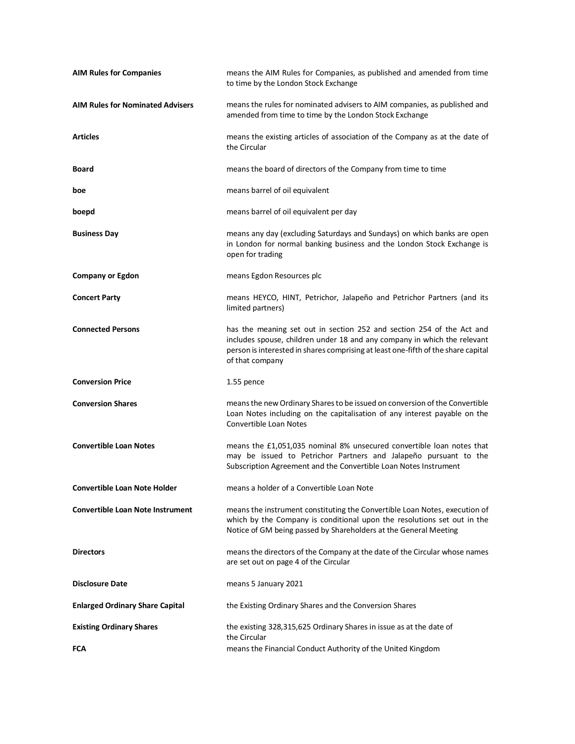| | |
|---|---|
| **AIM Rules for Companies** | means the AIM Rules for Companies, as published and amended from time to time by the London Stock Exchange |
| **AIM Rules for Nominated Advisers** | means the rules for nominated advisers to AIM companies, as published and amended from time to time by the London Stock Exchange |
| **Articles** | means the existing articles of association of the Company as at the date of the Circular |
| **Board** | means the board of directors of the Company from time to time |
| **boe** | means barrel of oil equivalent |
| **boepd** | means barrel of oil equivalent per day |
| **Business Day** | means any day (excluding Saturdays and Sundays) on which banks are open in London for normal banking business and the London Stock Exchange is open for trading |
| **Company or Egdon** | means Egdon Resources plc |
| **Concert Party** | means HEYCO, HINT, Petrichor, Jalapeño and Petrichor Partners (and its limited partners) |
| **Connected Persons** | has the meaning set out in section 252 and section 254 of the Act and includes spouse, children under 18 and any company in which the relevant person is interested in shares comprising at least one-fifth of the share capital of that company |
| **Conversion Price** | 1.55 pence |
| **Conversion Shares** | means the new Ordinary Shares to be issued on conversion of the Convertible Loan Notes including on the capitalisation of any interest payable on the Convertible Loan Notes |
| **Convertible Loan Notes** | means the £1,051,035 nominal 8% unsecured convertible loan notes that may be issued to Petrichor Partners and Jalapeño pursuant to the Subscription Agreement and the Convertible Loan Notes Instrument |
| **Convertible Loan Note Holder** | means a holder of a Convertible Loan Note |
| **Convertible Loan Note Instrument** | means the instrument constituting the Convertible Loan Notes, execution of which by the Company is conditional upon the resolutions set out in the Notice of GM being passed by Shareholders at the General Meeting |
| **Directors** | means the directors of the Company at the date of the Circular whose names are set out on page 4 of the Circular |
| **Disclosure Date** | means 5 January 2021 |
| **Enlarged Ordinary Share Capital** | the Existing Ordinary Shares and the Conversion Shares |
| **Existing Ordinary Shares** | the existing 328,315,625 Ordinary Shares in issue as at the date of the Circular |
| **FCA** | means the Financial Conduct Authority of the United Kingdom |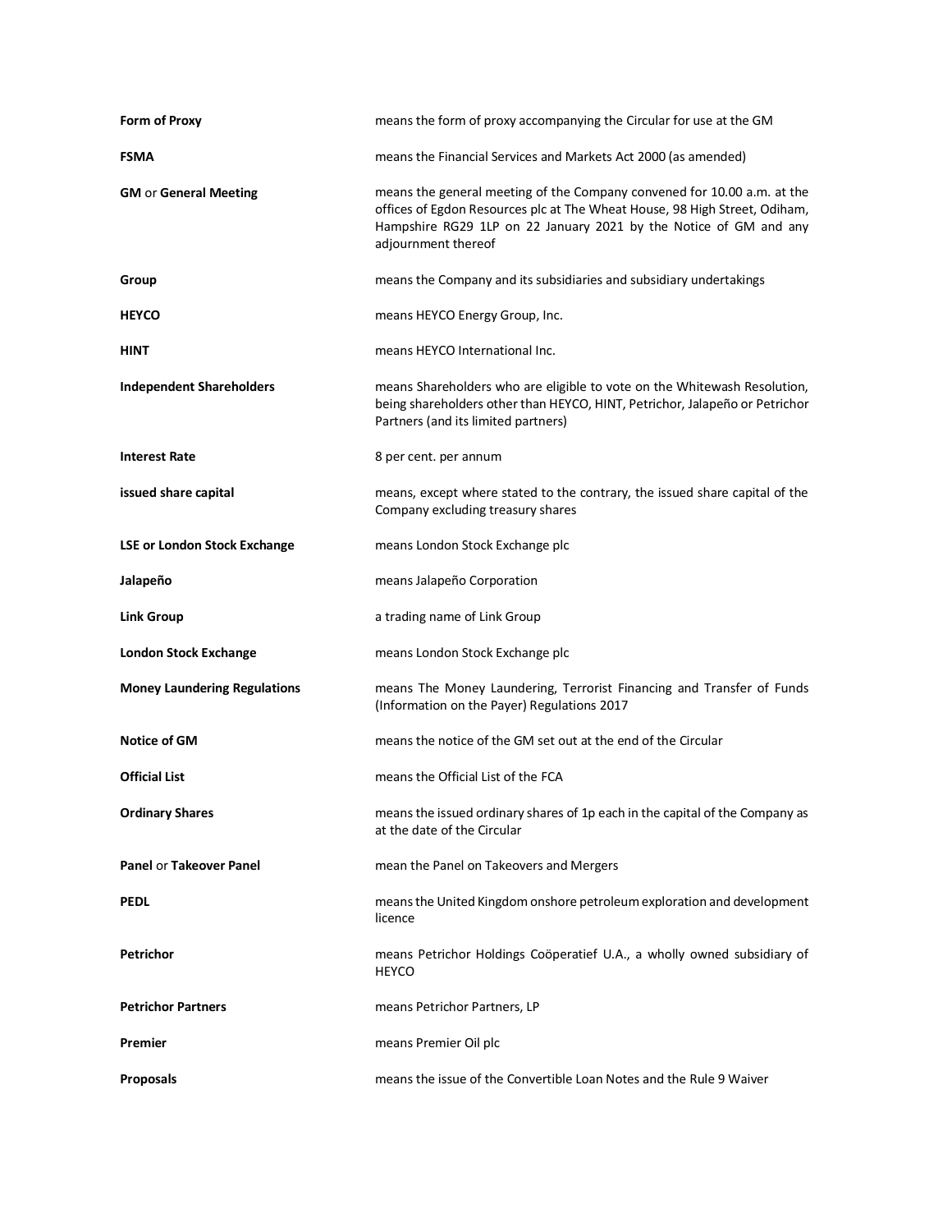| | |
|---|---|
| **Form of Proxy** | means the form of proxy accompanying the Circular for use at the GM |
| **FSMA** | means the Financial Services and Markets Act 2000 (as amended) |
| **GM** or **General Meeting** | means the general meeting of the Company convened for 10.00 a.m. at the offices of Egdon Resources plc at The Wheat House, 98 High Street, Odiham, Hampshire RG29 1LP on 22 January 2021 by the Notice of GM and any adjournment thereof |
| **Group** | means the Company and its subsidiaries and subsidiary undertakings |
| **HEYCO** | means HEYCO Energy Group, Inc. |
| **HINT** | means HEYCO International Inc. |
| **Independent Shareholders** | means Shareholders who are eligible to vote on the Whitewash Resolution, being shareholders other than HEYCO, HINT, Petrichor, Jalapeño or Petrichor Partners (and its limited partners) |
| **Interest Rate** | 8 per cent. per annum |
| **issued share capital** | means, except where stated to the contrary, the issued share capital of the Company excluding treasury shares |
| **LSE or London Stock Exchange** | means London Stock Exchange plc |
| **Jalapeño** | means Jalapeño Corporation |
| **Link Group** | a trading name of Link Group |
| **London Stock Exchange** | means London Stock Exchange plc |
| **Money Laundering Regulations** | means The Money Laundering, Terrorist Financing and Transfer of Funds (Information on the Payer) Regulations 2017 |
| **Notice of GM** | means the notice of the GM set out at the end of the Circular |
| **Official List** | means the Official List of the FCA |
| **Ordinary Shares** | means the issued ordinary shares of 1p each in the capital of the Company as at the date of the Circular |
| **Panel** or **Takeover Panel** | mean the Panel on Takeovers and Mergers |
| **PEDL** | means the United Kingdom onshore petroleum exploration and development licence |
| **Petrichor** | means Petrichor Holdings Coöperatief U.A., a wholly owned subsidiary of HEYCO |
| **Petrichor Partners** | means Petrichor Partners, LP |
| **Premier** | means Premier Oil plc |
| **Proposals** | means the issue of the Convertible Loan Notes and the Rule 9 Waiver |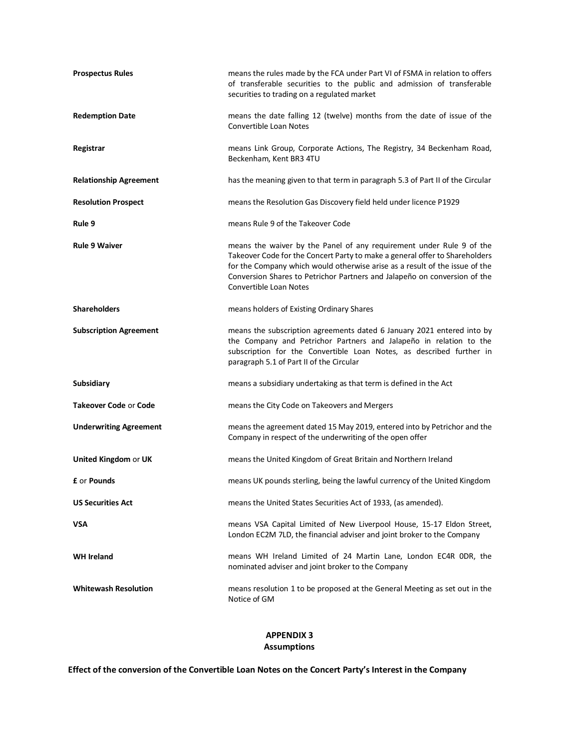| | |
|---|---|
| **Prospectus Rules** | means the rules made by the FCA under Part VI of FSMA in relation to offers of transferable securities to the public and admission of transferable securities to trading on a regulated market |
| **Redemption Date** | means the date falling 12 (twelve) months from the date of issue of the Convertible Loan Notes |
| **Registrar** | means Link Group, Corporate Actions, The Registry, 34 Beckenham Road, Beckenham, Kent BR3 4TU |
| **Relationship Agreement** | has the meaning given to that term in paragraph 5.3 of Part II of the Circular |
| **Resolution Prospect** | means the Resolution Gas Discovery field held under licence P1929 |
| **Rule 9** | means Rule 9 of the Takeover Code |
| **Rule 9 Waiver** | means the waiver by the Panel of any requirement under Rule 9 of the Takeover Code for the Concert Party to make a general offer to Shareholders for the Company which would otherwise arise as a result of the issue of the Conversion Shares to Petrichor Partners and Jalapeño on conversion of the Convertible Loan Notes |
| **Shareholders** | means holders of Existing Ordinary Shares |
| **Subscription Agreement** | means the subscription agreements dated 6 January 2021 entered into by the Company and Petrichor Partners and Jalapeño in relation to the subscription for the Convertible Loan Notes, as described further in paragraph 5.1 of Part II of the Circular |
| **Subsidiary** | means a subsidiary undertaking as that term is defined in the Act |
| **Takeover Code** or **Code** | means the City Code on Takeovers and Mergers |
| **Underwriting Agreement** | means the agreement dated 15 May 2019, entered into by Petrichor and the Company in respect of the underwriting of the open offer |
| **United Kingdom** or **UK** | means the United Kingdom of Great Britain and Northern Ireland |
| **£** or **Pounds** | means UK pounds sterling, being the lawful currency of the United Kingdom |
| **US Securities Act** | means the United States Securities Act of 1933, (as amended). |
| **VSA** | means VSA Capital Limited of New Liverpool House, 15-17 Eldon Street, London EC2M 7LD, the financial adviser and joint broker to the Company |
| **WH Ireland** | means WH Ireland Limited of 24 Martin Lane, London EC4R 0DR, the nominated adviser and joint broker to the Company |
| **Whitewash Resolution** | means resolution 1 to be proposed at the General Meeting as set out in the Notice of GM |

## APPENDIX 3
## Assumptions

**Effect of the conversion of the Convertible Loan Notes on the Concert Party's Interest in the Company**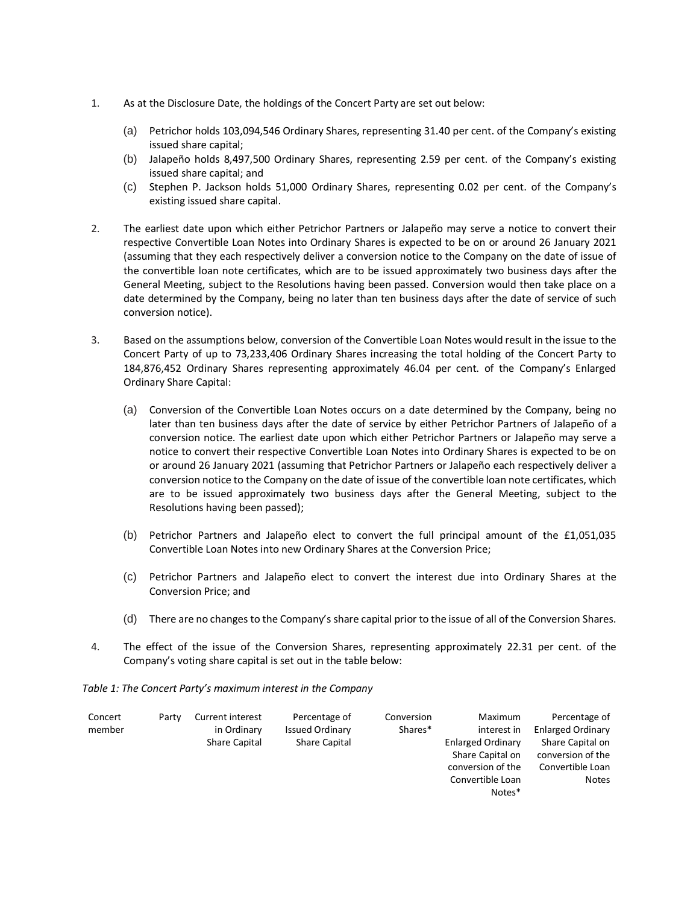1. As at the Disclosure Date, the holdings of the Concert Party are set out below:

   (a) Petrichor holds 103,094,546 Ordinary Shares, representing 31.40 per cent. of the Company's existing issued share capital;

   (b) Jalapeño holds 8,497,500 Ordinary Shares, representing 2.59 per cent. of the Company's existing issued share capital; and

   (c) Stephen P. Jackson holds 51,000 Ordinary Shares, representing 0.02 per cent. of the Company's existing issued share capital.

2. The earliest date upon which either Petrichor Partners or Jalapeño may serve a notice to convert their respective Convertible Loan Notes into Ordinary Shares is expected to be on or around 26 January 2021 (assuming that they each respectively deliver a conversion notice to the Company on the date of issue of the convertible loan note certificates, which are to be issued approximately two business days after the General Meeting, subject to the Resolutions having been passed. Conversion would then take place on a date determined by the Company, being no later than ten business days after the date of service of such conversion notice).

3. Based on the assumptions below, conversion of the Convertible Loan Notes would result in the issue to the Concert Party of up to 73,233,406 Ordinary Shares increasing the total holding of the Concert Party to 184,876,452 Ordinary Shares representing approximately 46.04 per cent. of the Company's Enlarged Ordinary Share Capital:

   (a) Conversion of the Convertible Loan Notes occurs on a date determined by the Company, being no later than ten business days after the date of service by either Petrichor Partners of Jalapeño of a conversion notice. The earliest date upon which either Petrichor Partners or Jalapeño may serve a notice to convert their respective Convertible Loan Notes into Ordinary Shares is expected to be on or around 26 January 2021 (assuming that Petrichor Partners or Jalapeño each respectively deliver a conversion notice to the Company on the date of issue of the convertible loan note certificates, which are to be issued approximately two business days after the General Meeting, subject to the Resolutions having been passed);

   (b) Petrichor Partners and Jalapeño elect to convert the full principal amount of the £1,051,035 Convertible Loan Notes into new Ordinary Shares at the Conversion Price;

   (c) Petrichor Partners and Jalapeño elect to convert the interest due into Ordinary Shares at the Conversion Price; and

   (d) There are no changes to the Company's share capital prior to the issue of all of the Conversion Shares.

4. The effect of the issue of the Conversion Shares, representing approximately 22.31 per cent. of the Company's voting share capital is set out in the table below:

*Table 1: The Concert Party's maximum interest in the Company*

| Concert Party member | Current interest in Ordinary Share Capital | Percentage of Issued Ordinary Share Capital | Conversion Shares* | Maximum interest in Enlarged Ordinary Share Capital on conversion of the Convertible Loan Notes* | Percentage of Enlarged Ordinary Share Capital on conversion of the Convertible Loan Notes |
|---|---|---|---|---|---|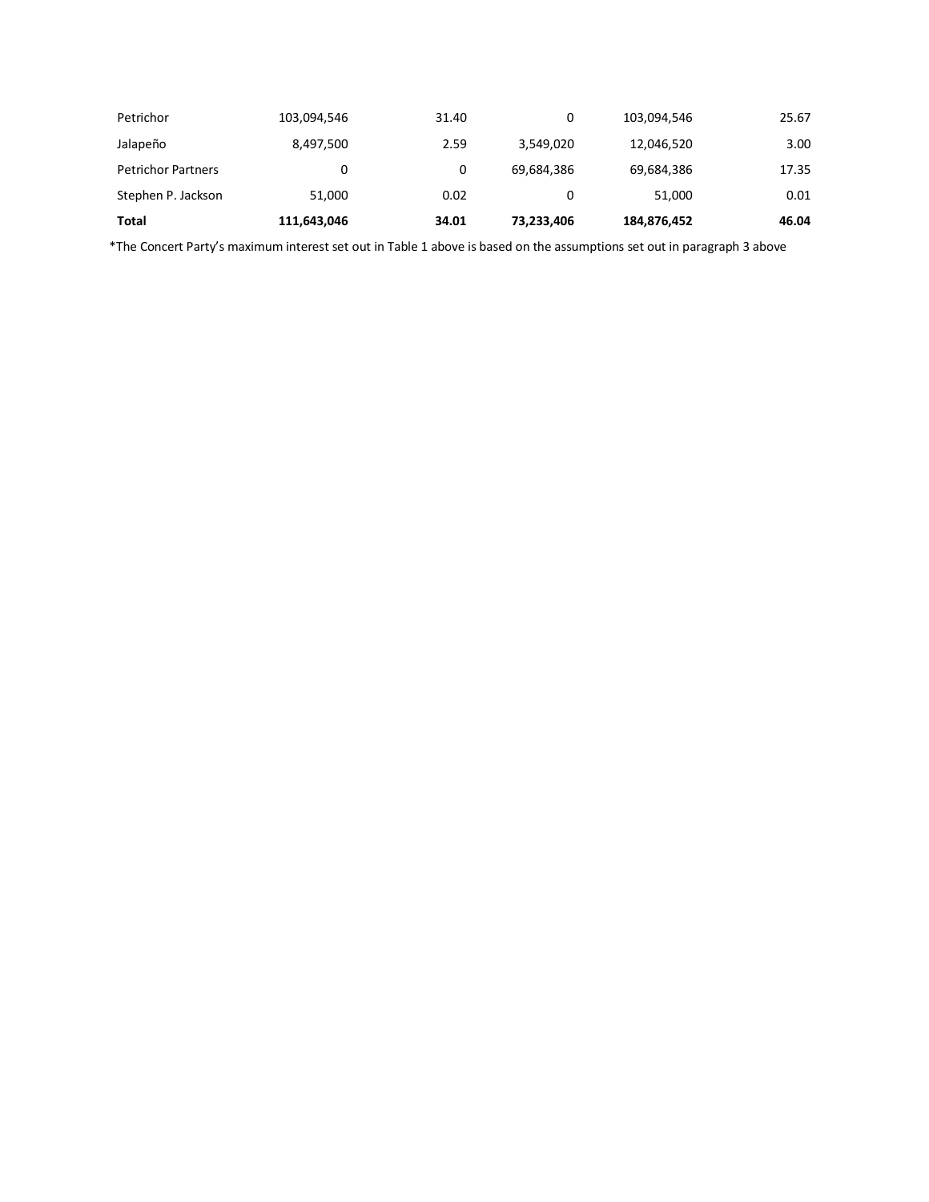| | | | | | |
|---|---|---|---|---|---|
| Petrichor | 103,094,546 | 31.40 | 0 | 103,094,546 | 25.67 |
| Jalapeño | 8,497,500 | 2.59 | 3,549,020 | 12,046,520 | 3.00 |
| Petrichor Partners | 0 | 0 | 69,684,386 | 69,684,386 | 17.35 |
| Stephen P. Jackson | 51,000 | 0.02 | 0 | 51,000 | 0.01 |
| **Total** | **111,643,046** | **34.01** | **73,233,406** | **184,876,452** | **46.04** |

*The Concert Party's maximum interest set out in Table 1 above is based on the assumptions set out in paragraph 3 above